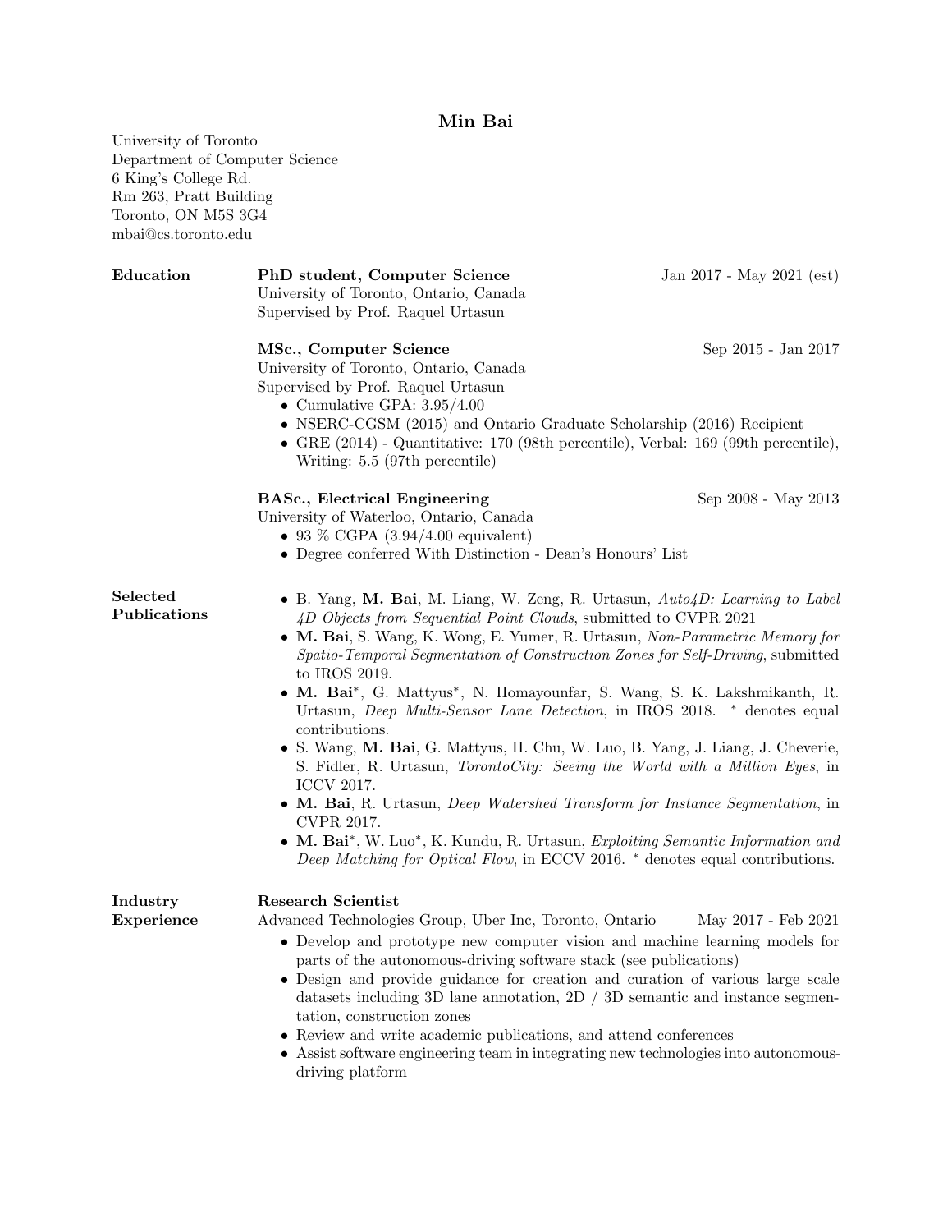# Min Bai

University of Toronto
Department of Computer Science
6 King's College Rd.
Rm 263, Pratt Building
Toronto, ON M5S 3G4
mbai@cs.toronto.edu

## Education

**PhD student, Computer Science** Jan 2017 - May 2021 (est)
University of Toronto, Ontario, Canada
Supervised by Prof. Raquel Urtasun

**MSc., Computer Science** Sep 2015 - Jan 2017
University of Toronto, Ontario, Canada
Supervised by Prof. Raquel Urtasun

- Cumulative GPA: 3.95/4.00
- NSERC-CGSM (2015) and Ontario Graduate Scholarship (2016) Recipient
- GRE (2014) - Quantitative: 170 (98th percentile), Verbal: 169 (99th percentile), Writing: 5.5 (97th percentile)

**BASc., Electrical Engineering** Sep 2008 - May 2013
University of Waterloo, Ontario, Canada

- 93 % CGPA (3.94/4.00 equivalent)
- Degree conferred With Distinction - Dean's Honours' List

## Selected Publications

- B. Yang, **M. Bai**, M. Liang, W. Zeng, R. Urtasun, *Auto4D: Learning to Label 4D Objects from Sequential Point Clouds*, submitted to CVPR 2021
- **M. Bai**, S. Wang, K. Wong, E. Yumer, R. Urtasun, *Non-Parametric Memory for Spatio-Temporal Segmentation of Construction Zones for Self-Driving*, submitted to IROS 2019.
- **M. Bai***, G. Mattyus*, N. Homayounfar, S. Wang, S. K. Lakshmikanth, R. Urtasun, *Deep Multi-Sensor Lane Detection*, in IROS 2018. * denotes equal contributions.
- S. Wang, **M. Bai**, G. Mattyus, H. Chu, W. Luo, B. Yang, J. Liang, J. Cheverie, S. Fidler, R. Urtasun, *TorontoCity: Seeing the World with a Million Eyes*, in ICCV 2017.
- **M. Bai**, R. Urtasun, *Deep Watershed Transform for Instance Segmentation*, in CVPR 2017.
- **M. Bai***, W. Luo*, K. Kundu, R. Urtasun, *Exploiting Semantic Information and Deep Matching for Optical Flow*, in ECCV 2016. * denotes equal contributions.

## Industry Experience

**Research Scientist**
Advanced Technologies Group, Uber Inc, Toronto, Ontario May 2017 - Feb 2021

- Develop and prototype new computer vision and machine learning models for parts of the autonomous-driving software stack (see publications)
- Design and provide guidance for creation and curation of various large scale datasets including 3D lane annotation, 2D / 3D semantic and instance segmentation, construction zones
- Review and write academic publications, and attend conferences
- Assist software engineering team in integrating new technologies into autonomous-driving platform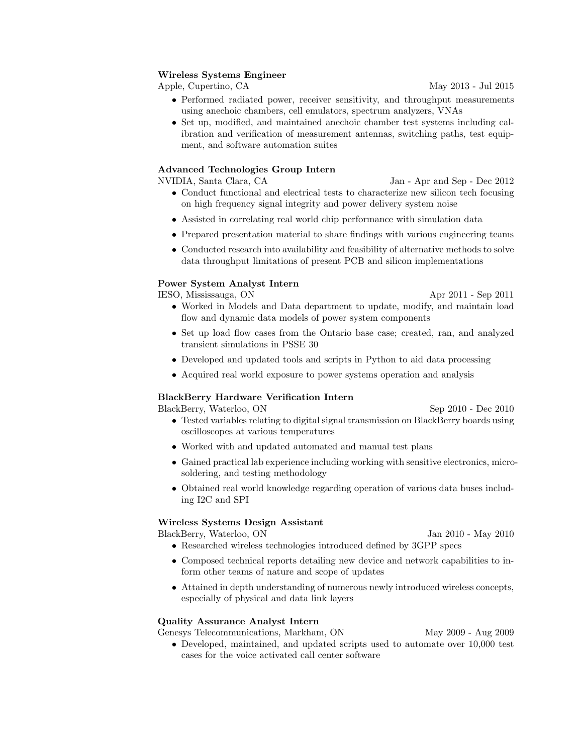**Wireless Systems Engineer**
Apple, Cupertino, CA — May 2013 - Jul 2015

- Performed radiated power, receiver sensitivity, and throughput measurements using anechoic chambers, cell emulators, spectrum analyzers, VNAs
- Set up, modified, and maintained anechoic chamber test systems including calibration and verification of measurement antennas, switching paths, test equipment, and software automation suites

**Advanced Technologies Group Intern**
NVIDIA, Santa Clara, CA — Jan - Apr and Sep - Dec 2012

- Conduct functional and electrical tests to characterize new silicon tech focusing on high frequency signal integrity and power delivery system noise
- Assisted in correlating real world chip performance with simulation data
- Prepared presentation material to share findings with various engineering teams
- Conducted research into availability and feasibility of alternative methods to solve data throughput limitations of present PCB and silicon implementations

**Power System Analyst Intern**
IESO, Mississauga, ON — Apr 2011 - Sep 2011

- Worked in Models and Data department to update, modify, and maintain load flow and dynamic data models of power system components
- Set up load flow cases from the Ontario base case; created, ran, and analyzed transient simulations in PSSE 30
- Developed and updated tools and scripts in Python to aid data processing
- Acquired real world exposure to power systems operation and analysis

**BlackBerry Hardware Verification Intern**
BlackBerry, Waterloo, ON — Sep 2010 - Dec 2010

- Tested variables relating to digital signal transmission on BlackBerry boards using oscilloscopes at various temperatures
- Worked with and updated automated and manual test plans
- Gained practical lab experience including working with sensitive electronics, micro-soldering, and testing methodology
- Obtained real world knowledge regarding operation of various data buses including I2C and SPI

**Wireless Systems Design Assistant**
BlackBerry, Waterloo, ON — Jan 2010 - May 2010

- Researched wireless technologies introduced defined by 3GPP specs
- Composed technical reports detailing new device and network capabilities to inform other teams of nature and scope of updates
- Attained in depth understanding of numerous newly introduced wireless concepts, especially of physical and data link layers

**Quality Assurance Analyst Intern**
Genesys Telecommunications, Markham, ON — May 2009 - Aug 2009

- Developed, maintained, and updated scripts used to automate over 10,000 test cases for the voice activated call center software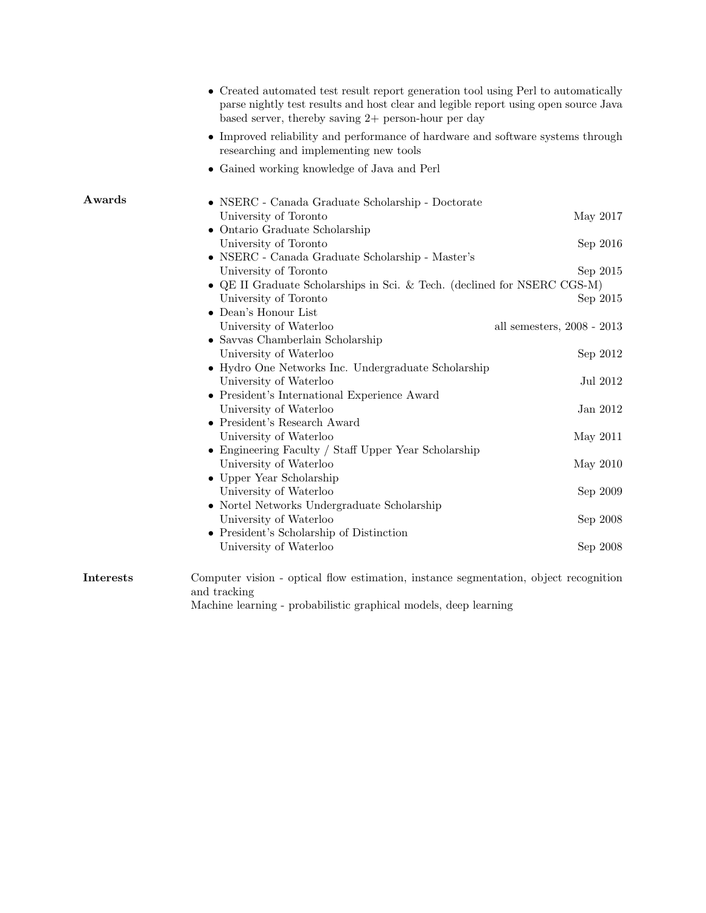- Created automated test result report generation tool using Perl to automatically parse nightly test results and host clear and legible report using open source Java based server, thereby saving 2+ person-hour per day
- Improved reliability and performance of hardware and software systems through researching and implementing new tools
- Gained working knowledge of Java and Perl

## Awards

- NSERC - Canada Graduate Scholarship - Doctorate
  University of Toronto — May 2017
- Ontario Graduate Scholarship
  University of Toronto — Sep 2016
- NSERC - Canada Graduate Scholarship - Master's
  University of Toronto — Sep 2015
- QE II Graduate Scholarships in Sci. & Tech. (declined for NSERC CGS-M)
  University of Toronto — Sep 2015
- Dean's Honour List
  University of Waterloo — all semesters, 2008 - 2013
- Savvas Chamberlain Scholarship
  University of Waterloo — Sep 2012
- Hydro One Networks Inc. Undergraduate Scholarship
  University of Waterloo — Jul 2012
- President's International Experience Award
  University of Waterloo — Jan 2012
- President's Research Award
  University of Waterloo — May 2011
- Engineering Faculty / Staff Upper Year Scholarship
  University of Waterloo — May 2010
- Upper Year Scholarship
  University of Waterloo — Sep 2009
- Nortel Networks Undergraduate Scholarship
  University of Waterloo — Sep 2008
- President's Scholarship of Distinction
  University of Waterloo — Sep 2008

## Interests

Computer vision - optical flow estimation, instance segmentation, object recognition and tracking
Machine learning - probabilistic graphical models, deep learning